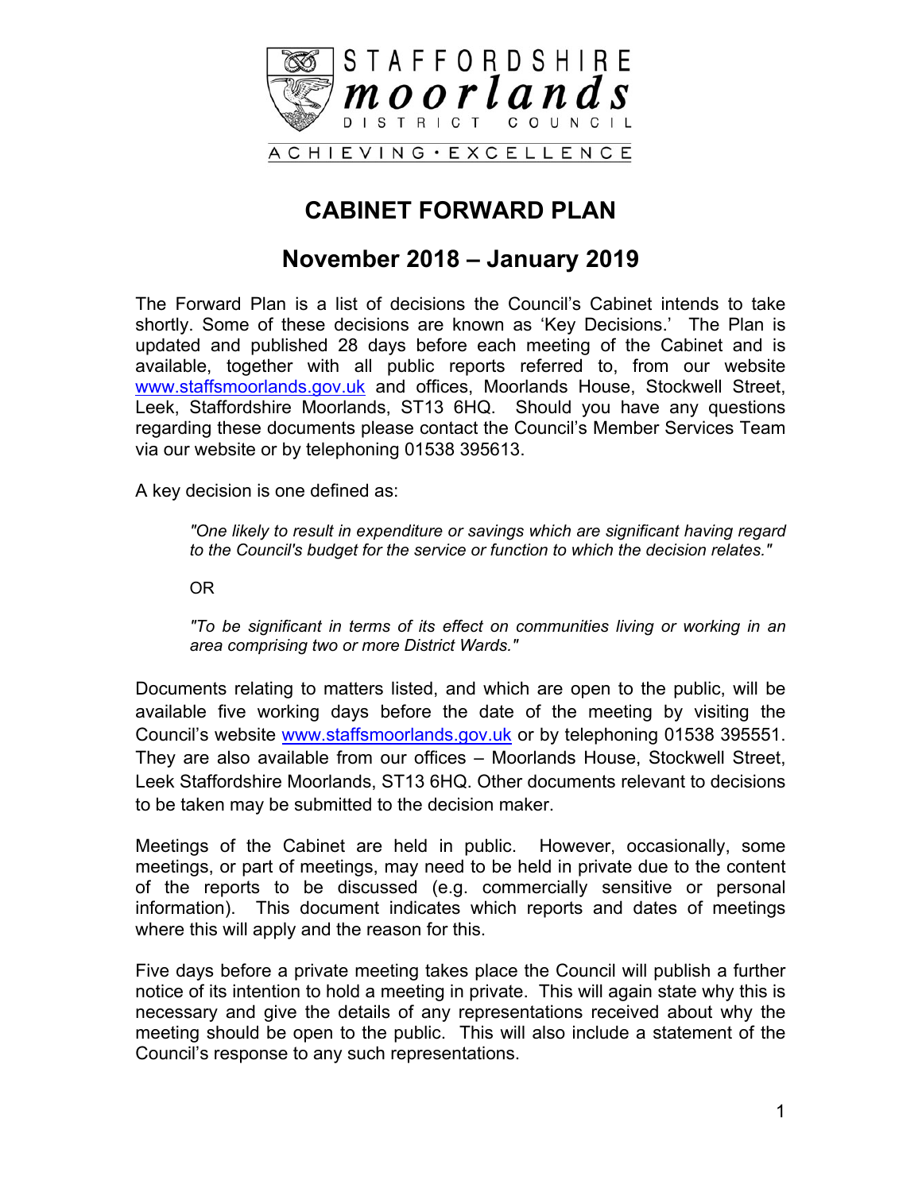STAFFORDSHIRE
moorlands
DISTRICT COUNCIL

ACHIEVING • EXCELLENCE

# CABINET FORWARD PLAN

## November 2018 – January 2019

The Forward Plan is a list of decisions the Council's Cabinet intends to take shortly. Some of these decisions are known as 'Key Decisions.' The Plan is updated and published 28 days before each meeting of the Cabinet and is available, together with all public reports referred to, from our website www.staffsmoorlands.gov.uk and offices, Moorlands House, Stockwell Street, Leek, Staffordshire Moorlands, ST13 6HQ. Should you have any questions regarding these documents please contact the Council's Member Services Team via our website or by telephoning 01538 395613.

A key decision is one defined as:

> *"One likely to result in expenditure or savings which are significant having regard to the Council's budget for the service or function to which the decision relates."*
>
> OR
>
> *"To be significant in terms of its effect on communities living or working in an area comprising two or more District Wards."*

Documents relating to matters listed, and which are open to the public, will be available five working days before the date of the meeting by visiting the Council's website www.staffsmoorlands.gov.uk or by telephoning 01538 395551. They are also available from our offices – Moorlands House, Stockwell Street, Leek Staffordshire Moorlands, ST13 6HQ. Other documents relevant to decisions to be taken may be submitted to the decision maker.

Meetings of the Cabinet are held in public. However, occasionally, some meetings, or part of meetings, may need to be held in private due to the content of the reports to be discussed (e.g. commercially sensitive or personal information). This document indicates which reports and dates of meetings where this will apply and the reason for this.

Five days before a private meeting takes place the Council will publish a further notice of its intention to hold a meeting in private. This will again state why this is necessary and give the details of any representations received about why the meeting should be open to the public. This will also include a statement of the Council's response to any such representations.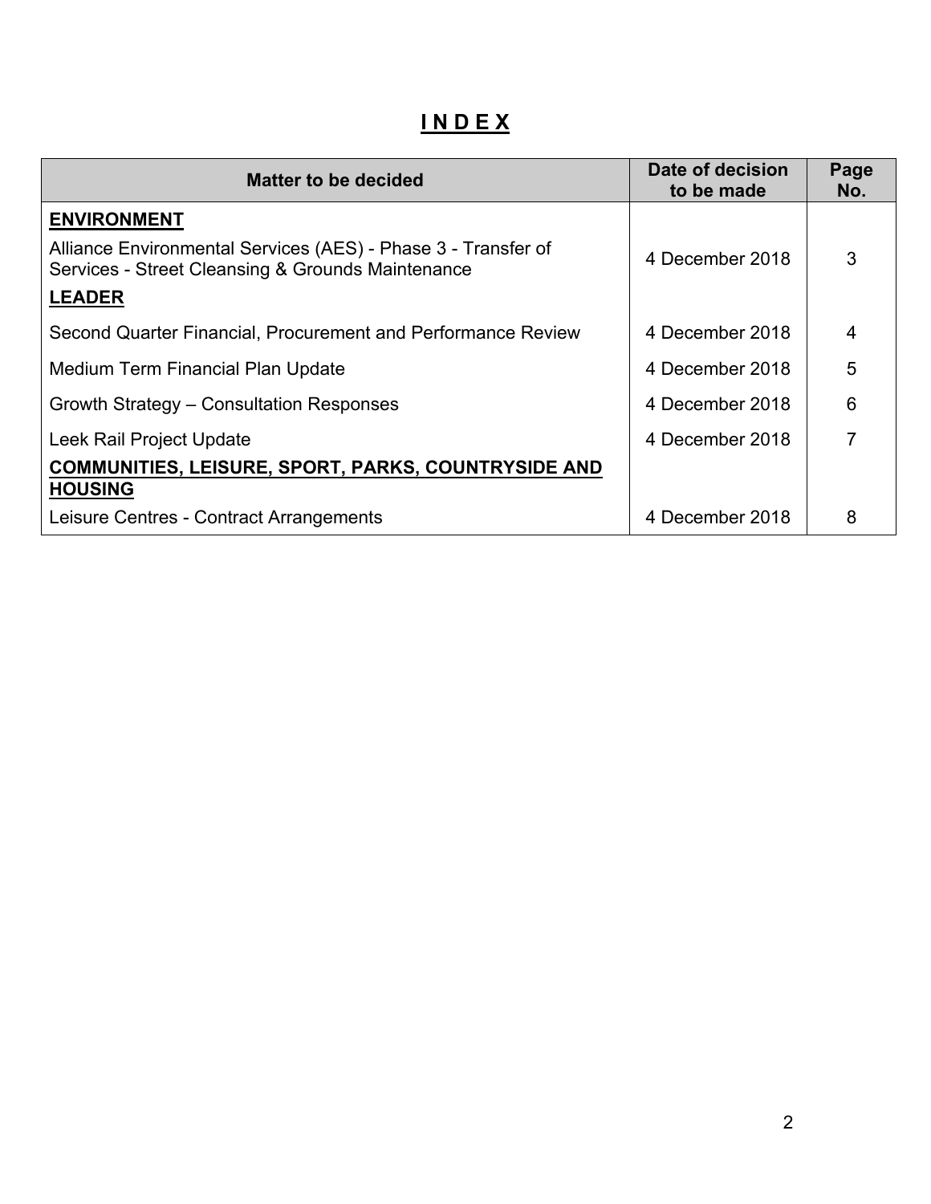# INDEX

| Matter to be decided | Date of decision to be made | Page No. |
|---|---|---|
| **ENVIRONMENT** | | |
| Alliance Environmental Services (AES) - Phase 3 - Transfer of Services - Street Cleansing & Grounds Maintenance | 4 December 2018 | 3 |
| **LEADER** | | |
| Second Quarter Financial, Procurement and Performance Review | 4 December 2018 | 4 |
| Medium Term Financial Plan Update | 4 December 2018 | 5 |
| Growth Strategy – Consultation Responses | 4 December 2018 | 6 |
| Leek Rail Project Update | 4 December 2018 | 7 |
| **COMMUNITIES, LEISURE, SPORT, PARKS, COUNTRYSIDE AND HOUSING** | | |
| Leisure Centres - Contract Arrangements | 4 December 2018 | 8 |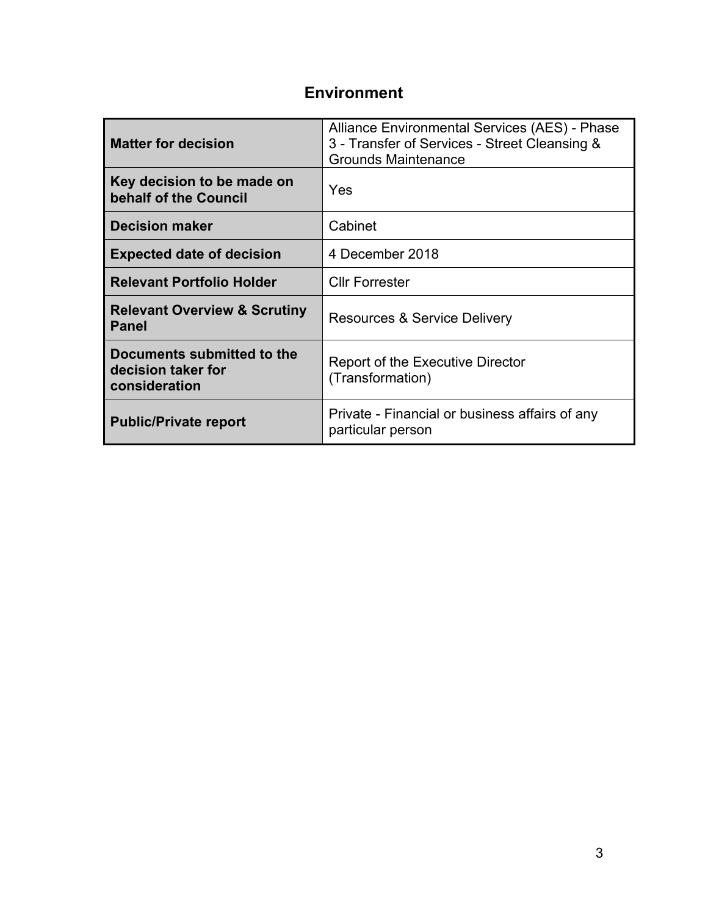# Environment

| Matter for decision | Alliance Environmental Services (AES) - Phase 3 - Transfer of Services - Street Cleansing & Grounds Maintenance |
|---|---|
| **Key decision to be made on behalf of the Council** | Yes |
| **Decision maker** | Cabinet |
| **Expected date of decision** | 4 December 2018 |
| **Relevant Portfolio Holder** | Cllr Forrester |
| **Relevant Overview & Scrutiny Panel** | Resources & Service Delivery |
| **Documents submitted to the decision taker for consideration** | Report of the Executive Director (Transformation) |
| **Public/Private report** | Private - Financial or business affairs of any particular person |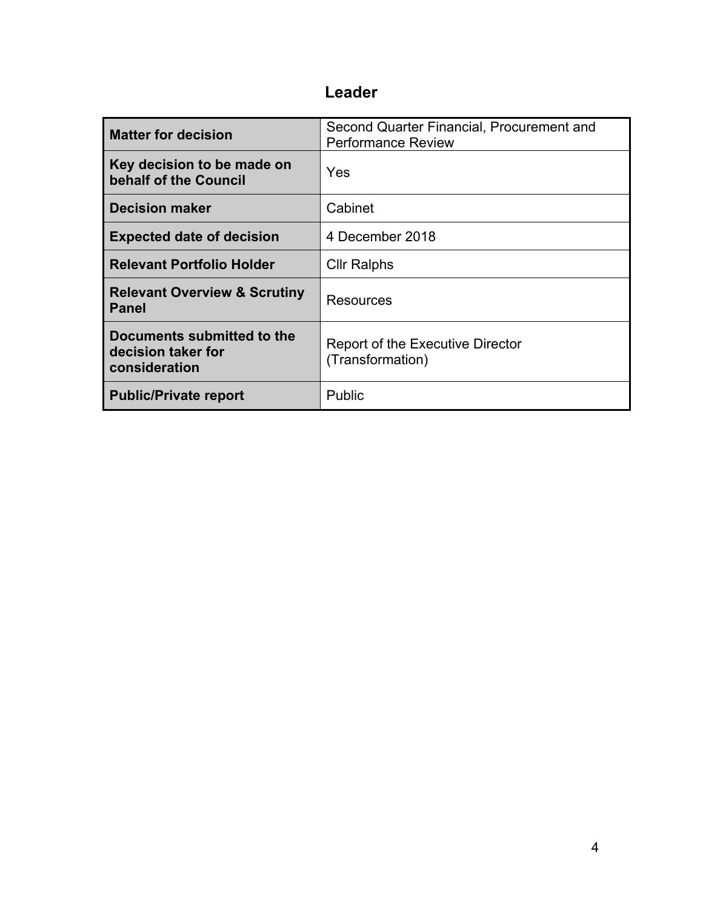## Leader

| Matter for decision | Second Quarter Financial, Procurement and Performance Review |
|---|---|
| **Key decision to be made on behalf of the Council** | Yes |
| **Decision maker** | Cabinet |
| **Expected date of decision** | 4 December 2018 |
| **Relevant Portfolio Holder** | Cllr Ralphs |
| **Relevant Overview & Scrutiny Panel** | Resources |
| **Documents submitted to the decision taker for consideration** | Report of the Executive Director (Transformation) |
| **Public/Private report** | Public |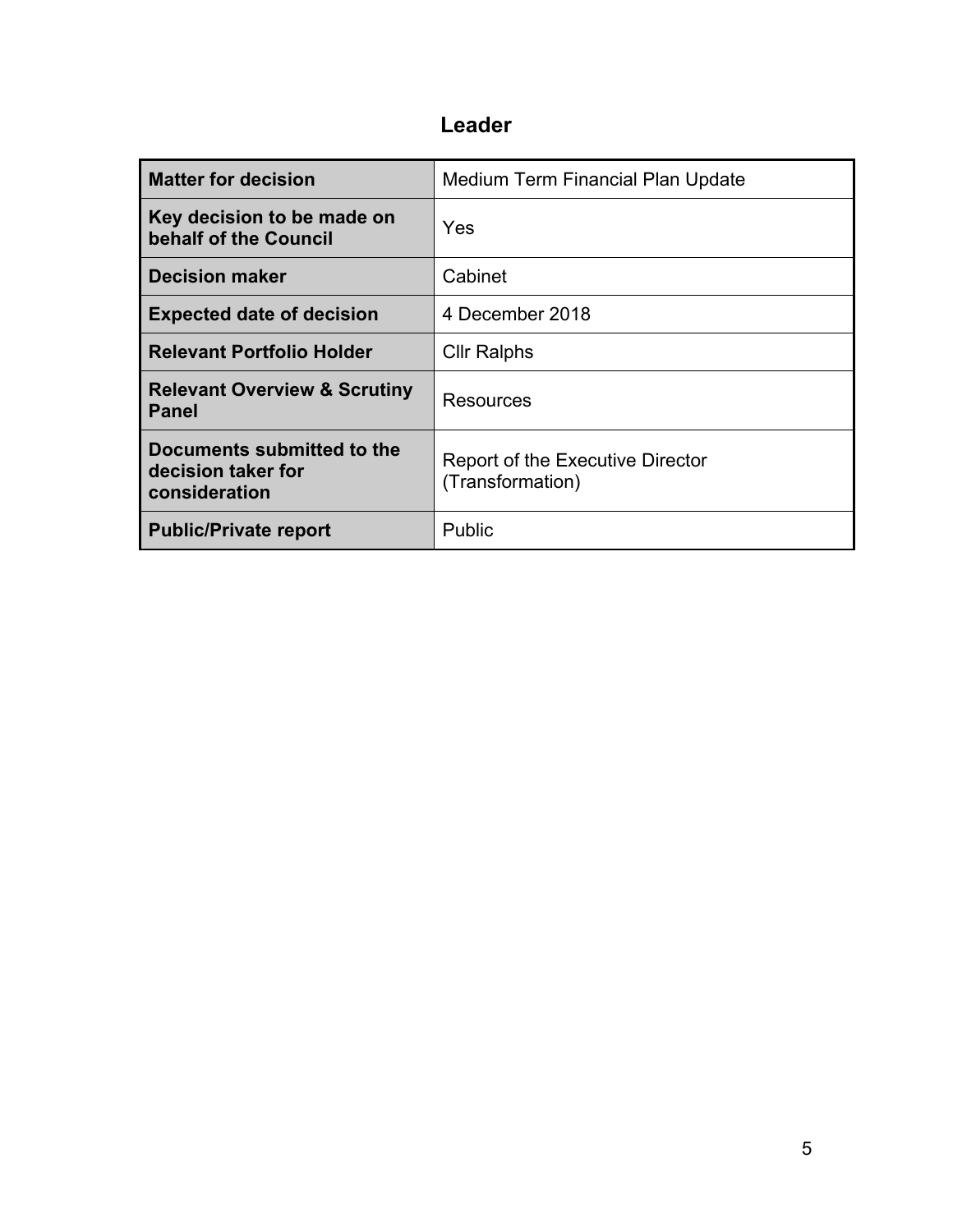## Leader

| Matter for decision | Medium Term Financial Plan Update |
|---|---|
| **Key decision to be made on behalf of the Council** | Yes |
| **Decision maker** | Cabinet |
| **Expected date of decision** | 4 December 2018 |
| **Relevant Portfolio Holder** | Cllr Ralphs |
| **Relevant Overview & Scrutiny Panel** | Resources |
| **Documents submitted to the decision taker for consideration** | Report of the Executive Director (Transformation) |
| **Public/Private report** | Public |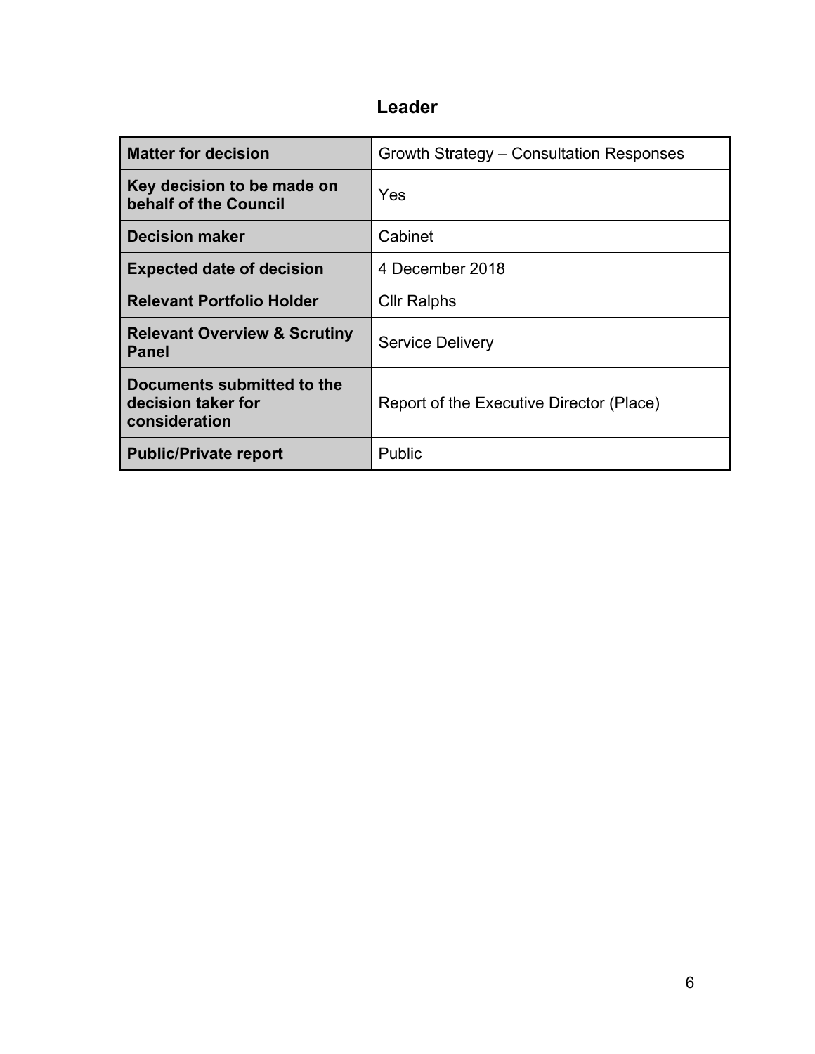## Leader

| Matter for decision | Growth Strategy – Consultation Responses |
|---|---|
| **Key decision to be made on behalf of the Council** | Yes |
| **Decision maker** | Cabinet |
| **Expected date of decision** | 4 December 2018 |
| **Relevant Portfolio Holder** | Cllr Ralphs |
| **Relevant Overview & Scrutiny Panel** | Service Delivery |
| **Documents submitted to the decision taker for consideration** | Report of the Executive Director (Place) |
| **Public/Private report** | Public |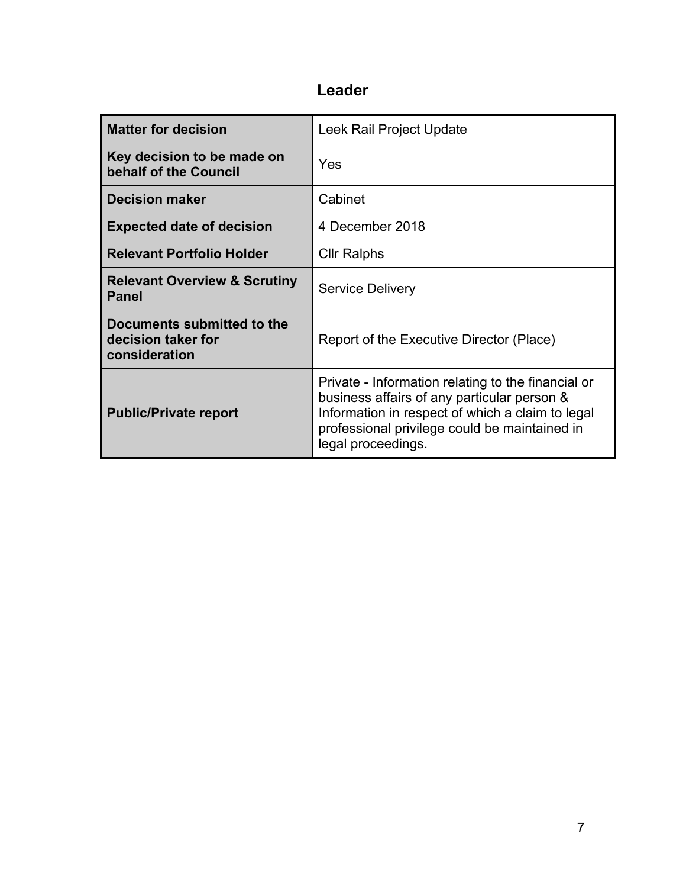# Leader

| Matter for decision | Leek Rail Project Update |
|---|---|
| Key decision to be made on behalf of the Council | Yes |
| Decision maker | Cabinet |
| Expected date of decision | 4 December 2018 |
| Relevant Portfolio Holder | Cllr Ralphs |
| Relevant Overview & Scrutiny Panel | Service Delivery |
| Documents submitted to the decision taker for consideration | Report of the Executive Director (Place) |
| Public/Private report | Private - Information relating to the financial or business affairs of any particular person & Information in respect of which a claim to legal professional privilege could be maintained in legal proceedings. |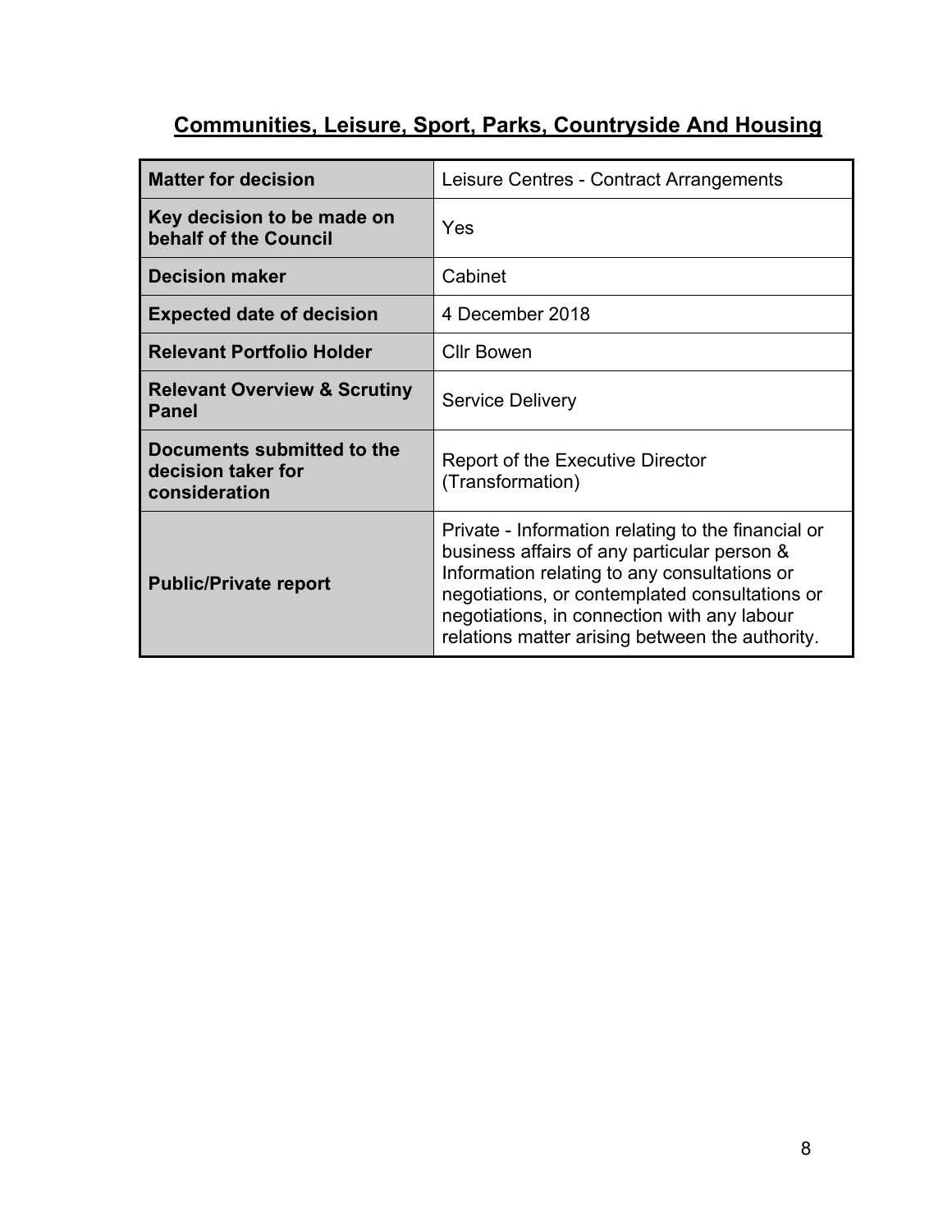## Communities, Leisure, Sport, Parks, Countryside And Housing

| | |
|---|---|
| **Matter for decision** | Leisure Centres - Contract Arrangements |
| **Key decision to be made on behalf of the Council** | Yes |
| **Decision maker** | Cabinet |
| **Expected date of decision** | 4 December 2018 |
| **Relevant Portfolio Holder** | Cllr Bowen |
| **Relevant Overview & Scrutiny Panel** | Service Delivery |
| **Documents submitted to the decision taker for consideration** | Report of the Executive Director (Transformation) |
| **Public/Private report** | Private - Information relating to the financial or business affairs of any particular person & Information relating to any consultations or negotiations, or contemplated consultations or negotiations, in connection with any labour relations matter arising between the authority. |